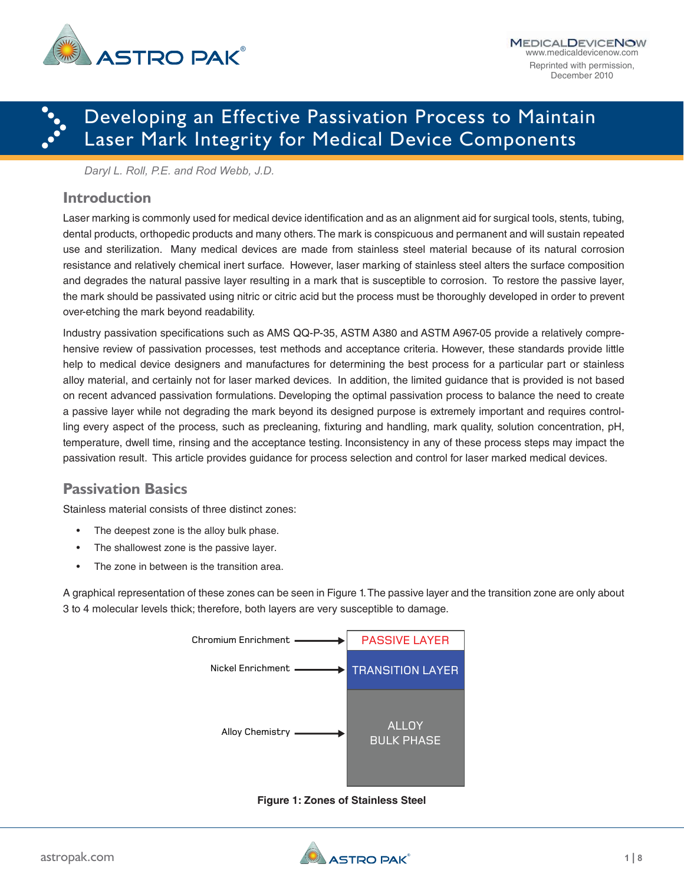# Developing an Effective Passivation Process to Maintain Laser Mark Integrity for Medical Device Components

*Daryl L. Roll, P.E. and Rod Webb, J.D.*

## Introduction

Laser marking is commonly used for medical device identification and as an alignment aid for surgical tools, stents, tubing, dental products, orthopedic products and many others. The mark is conspicuous and permanent and will sustain repeated use and sterilization. Many medical devices are made from stainless steel material because of its natural corrosion resistance and relatively chemical inert surface. However, laser marking of stainless steel alters the surface composition and degrades the natural passive layer resulting in a mark that is susceptible to corrosion. To restore the passive layer, the mark should be passivated using nitric or citric acid but the process must be thoroughly developed in order to prevent over-etching the mark beyond readability.

Industry passivation specifications such as AMS QQ-P-35, ASTM A380 and ASTM A967-05 provide a relatively comprehensive review of passivation processes, test methods and acceptance criteria. However, these standards provide little help to medical device designers and manufactures for determining the best process for a particular part or stainless alloy material, and certainly not for laser marked devices. In addition, the limited guidance that is provided is not based on recent advanced passivation formulations. Developing the optimal passivation process to balance the need to create a passive layer while not degrading the mark beyond its designed purpose is extremely important and requires controlling every aspect of the process, such as precleaning, fixturing and handling, mark quality, solution concentration, pH, temperature, dwell time, rinsing and the acceptance testing. Inconsistency in any of these process steps may impact the passivation result. This article provides guidance for process selection and control for laser marked medical devices.

## Passivation Basics

Stainless material consists of three distinct zones:

- The deepest zone is the alloy bulk phase.
- The shallowest zone is the passive layer.
- The zone in between is the transition area.

A graphical representation of these zones can be seen in Figure 1. The passive layer and the transition zone are only about 3 to 4 molecular levels thick; therefore, both layers are very susceptible to damage.

| | |
|---|---|
| Chromium Enrichment → | PASSIVE LAYER |
| Nickel Enrichment → | TRANSITION LAYER |
| Alloy Chemistry → | ALLOY BULK PHASE |

**Figure 1: Zones of Stainless Steel**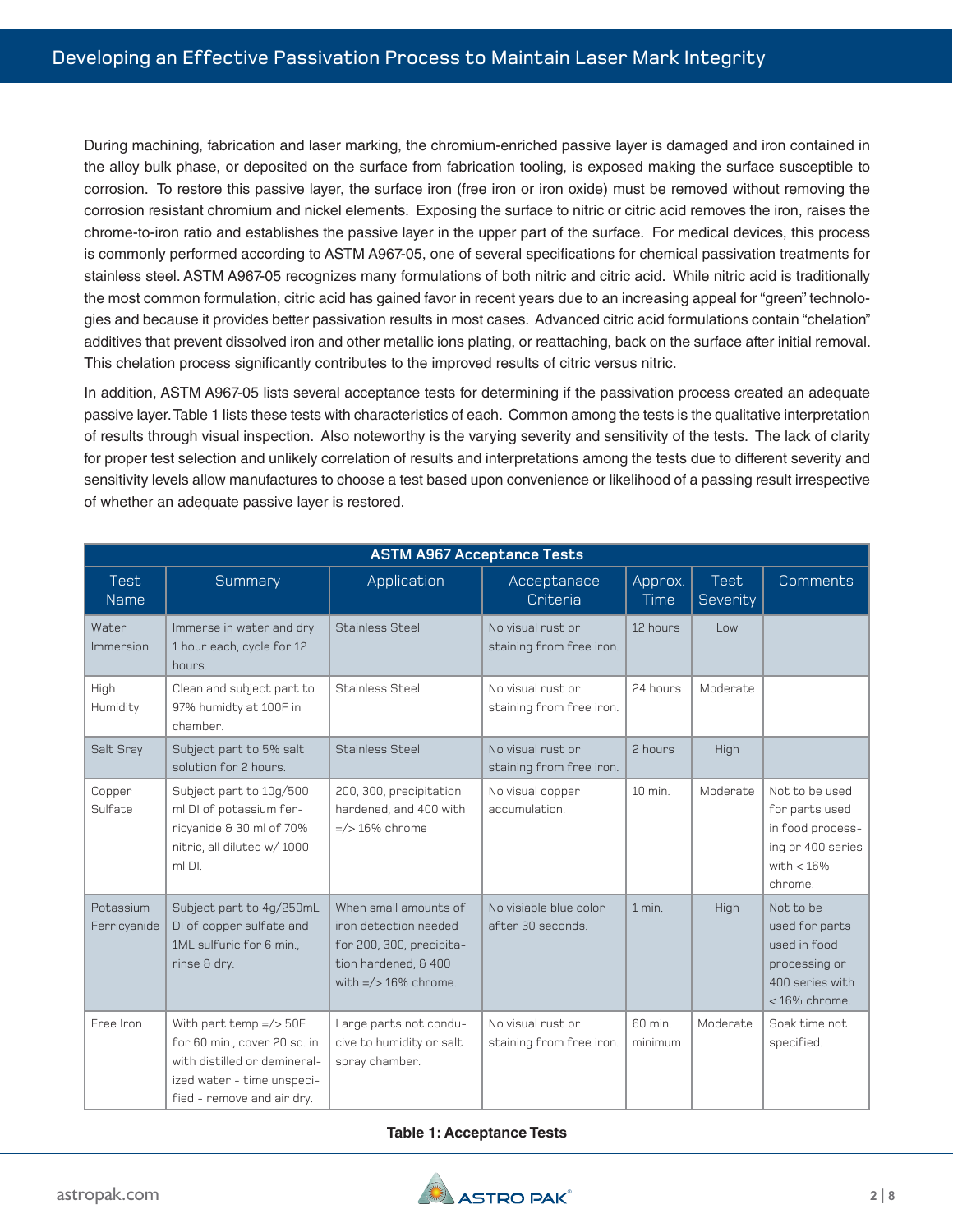During machining, fabrication and laser marking, the chromium-enriched passive layer is damaged and iron contained in the alloy bulk phase, or deposited on the surface from fabrication tooling, is exposed making the surface susceptible to corrosion. To restore this passive layer, the surface iron (free iron or iron oxide) must be removed without removing the corrosion resistant chromium and nickel elements. Exposing the surface to nitric or citric acid removes the iron, raises the chrome-to-iron ratio and establishes the passive layer in the upper part of the surface. For medical devices, this process is commonly performed according to ASTM A967-05, one of several specifications for chemical passivation treatments for stainless steel. ASTM A967-05 recognizes many formulations of both nitric and citric acid. While nitric acid is traditionally the most common formulation, citric acid has gained favor in recent years due to an increasing appeal for "green" technologies and because it provides better passivation results in most cases. Advanced citric acid formulations contain "chelation" additives that prevent dissolved iron and other metallic ions plating, or reattaching, back on the surface after initial removal. This chelation process significantly contributes to the improved results of citric versus nitric.

In addition, ASTM A967-05 lists several acceptance tests for determining if the passivation process created an adequate passive layer. Table 1 lists these tests with characteristics of each. Common among the tests is the qualitative interpretation of results through visual inspection. Also noteworthy is the varying severity and sensitivity of the tests. The lack of clarity for proper test selection and unlikely correlation of results and interpretations among the tests due to different severity and sensitivity levels allow manufactures to choose a test based upon convenience or likelihood of a passing result irrespective of whether an adequate passive layer is restored.

| ASTM A967 Acceptance Tests | | | | | | |
|---|---|---|---|---|---|---|
| Test Name | Summary | Application | Acceptanace Criteria | Approx. Time | Test Severity | Comments |
| Water Immersion | Immerse in water and dry 1 hour each, cycle for 12 hours. | Stainless Steel | No visual rust or staining from free iron. | 12 hours | Low | |
| High Humidity | Clean and subject part to 97% humidty at 100F in chamber. | Stainless Steel | No visual rust or staining from free iron. | 24 hours | Moderate | |
| Salt Sray | Subject part to 5% salt solution for 2 hours. | Stainless Steel | No visual rust or staining from free iron. | 2 hours | High | |
| Copper Sulfate | Subject part to 10g/500 ml DI of potassium ferricyanide & 30 ml of 70% nitric, all diluted w/ 1000 ml DI. | 200, 300, precipitation hardened, and 400 with =/> 16% chrome | No visual copper accumulation. | 10 min. | Moderate | Not to be used for parts used in food processing or 400 series with < 16% chrome. |
| Potassium Ferricyanide | Subject part to 4g/250mL DI of copper sulfate and 1ML sulfuric for 6 min., rinse & dry. | When small amounts of iron detection needed for 200, 300, precipitation hardened, & 400 with =/> 16% chrome. | No visiable blue color after 30 seconds. | 1 min. | High | Not to be used for parts used in food processing or 400 series with < 16% chrome. |
| Free Iron | With part temp =/> 50F for 60 min., cover 20 sq. in. with distilled or demineralized water - time unspecified - remove and air dry. | Large parts not conducive to humidity or salt spray chamber. | No visual rust or staining from free iron. | 60 min. minimum | Moderate | Soak time not specified. |

**Table 1: Acceptance Tests**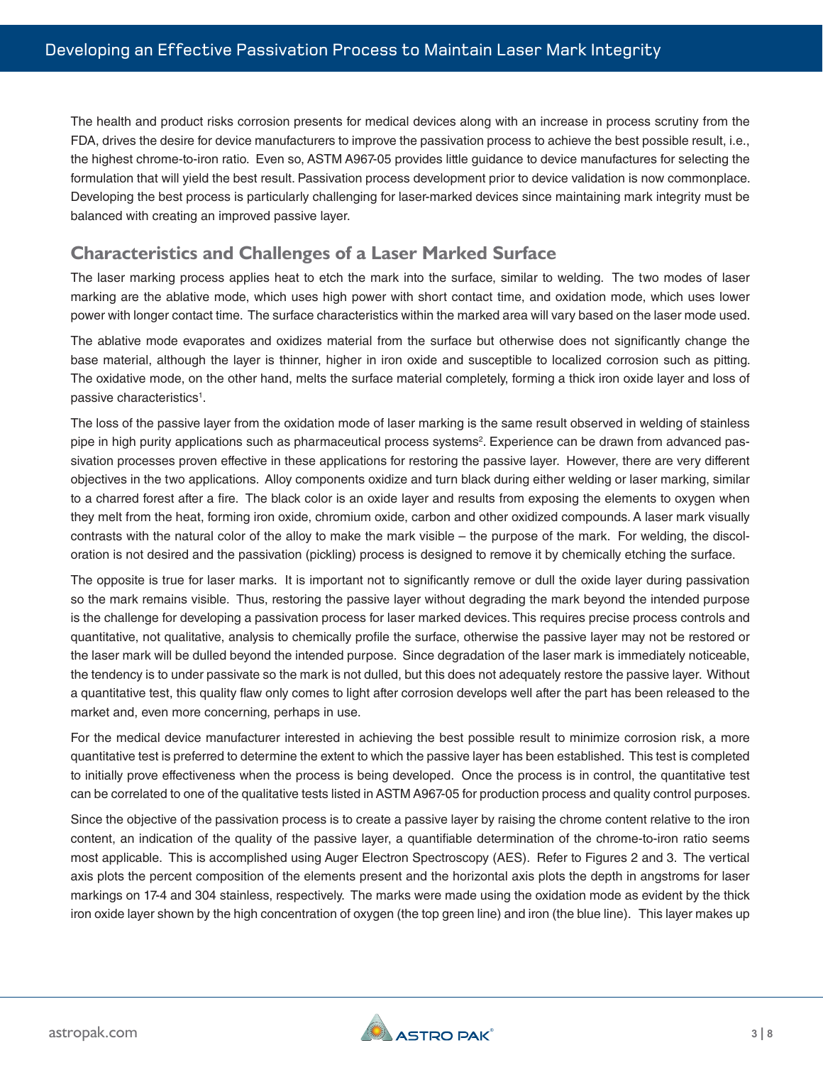The health and product risks corrosion presents for medical devices along with an increase in process scrutiny from the FDA, drives the desire for device manufacturers to improve the passivation process to achieve the best possible result, i.e., the highest chrome-to-iron ratio. Even so, ASTM A967-05 provides little guidance to device manufactures for selecting the formulation that will yield the best result. Passivation process development prior to device validation is now commonplace. Developing the best process is particularly challenging for laser-marked devices since maintaining mark integrity must be balanced with creating an improved passive layer.

## Characteristics and Challenges of a Laser Marked Surface

The laser marking process applies heat to etch the mark into the surface, similar to welding. The two modes of laser marking are the ablative mode, which uses high power with short contact time, and oxidation mode, which uses lower power with longer contact time. The surface characteristics within the marked area will vary based on the laser mode used.

The ablative mode evaporates and oxidizes material from the surface but otherwise does not significantly change the base material, although the layer is thinner, higher in iron oxide and susceptible to localized corrosion such as pitting. The oxidative mode, on the other hand, melts the surface material completely, forming a thick iron oxide layer and loss of passive characteristics[1].

The loss of the passive layer from the oxidation mode of laser marking is the same result observed in welding of stainless pipe in high purity applications such as pharmaceutical process systems[2]. Experience can be drawn from advanced passivation processes proven effective in these applications for restoring the passive layer. However, there are very different objectives in the two applications. Alloy components oxidize and turn black during either welding or laser marking, similar to a charred forest after a fire. The black color is an oxide layer and results from exposing the elements to oxygen when they melt from the heat, forming iron oxide, chromium oxide, carbon and other oxidized compounds. A laser mark visually contrasts with the natural color of the alloy to make the mark visible – the purpose of the mark. For welding, the discoloration is not desired and the passivation (pickling) process is designed to remove it by chemically etching the surface.

The opposite is true for laser marks. It is important not to significantly remove or dull the oxide layer during passivation so the mark remains visible. Thus, restoring the passive layer without degrading the mark beyond the intended purpose is the challenge for developing a passivation process for laser marked devices. This requires precise process controls and quantitative, not qualitative, analysis to chemically profile the surface, otherwise the passive layer may not be restored or the laser mark will be dulled beyond the intended purpose. Since degradation of the laser mark is immediately noticeable, the tendency is to under passivate so the mark is not dulled, but this does not adequately restore the passive layer. Without a quantitative test, this quality flaw only comes to light after corrosion develops well after the part has been released to the market and, even more concerning, perhaps in use.

For the medical device manufacturer interested in achieving the best possible result to minimize corrosion risk, a more quantitative test is preferred to determine the extent to which the passive layer has been established. This test is completed to initially prove effectiveness when the process is being developed. Once the process is in control, the quantitative test can be correlated to one of the qualitative tests listed in ASTM A967-05 for production process and quality control purposes.

Since the objective of the passivation process is to create a passive layer by raising the chrome content relative to the iron content, an indication of the quality of the passive layer, a quantifiable determination of the chrome-to-iron ratio seems most applicable. This is accomplished using Auger Electron Spectroscopy (AES). Refer to Figures 2 and 3. The vertical axis plots the percent composition of the elements present and the horizontal axis plots the depth in angstroms for laser markings on 17-4 and 304 stainless, respectively. The marks were made using the oxidation mode as evident by the thick iron oxide layer shown by the high concentration of oxygen (the top green line) and iron (the blue line). This layer makes up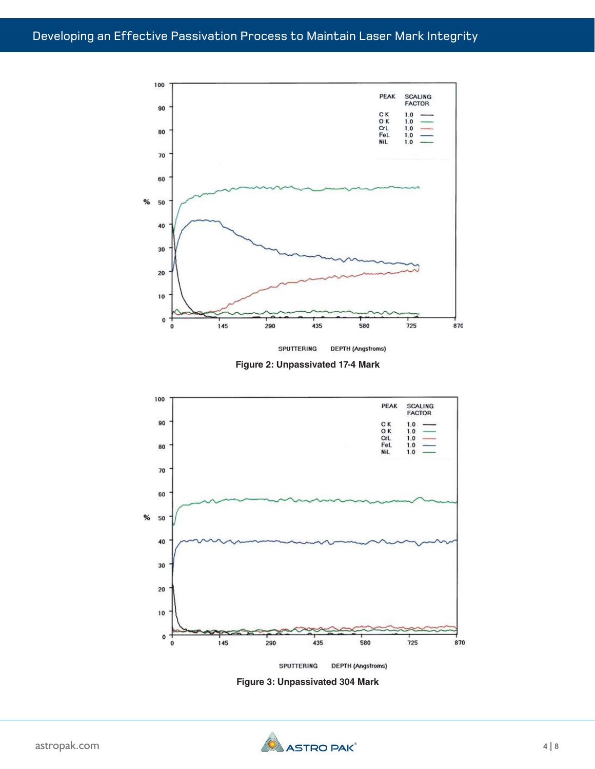Figure 2: Unpassivated 17-4 Mark

Figure 3: Unpassivated 304 Mark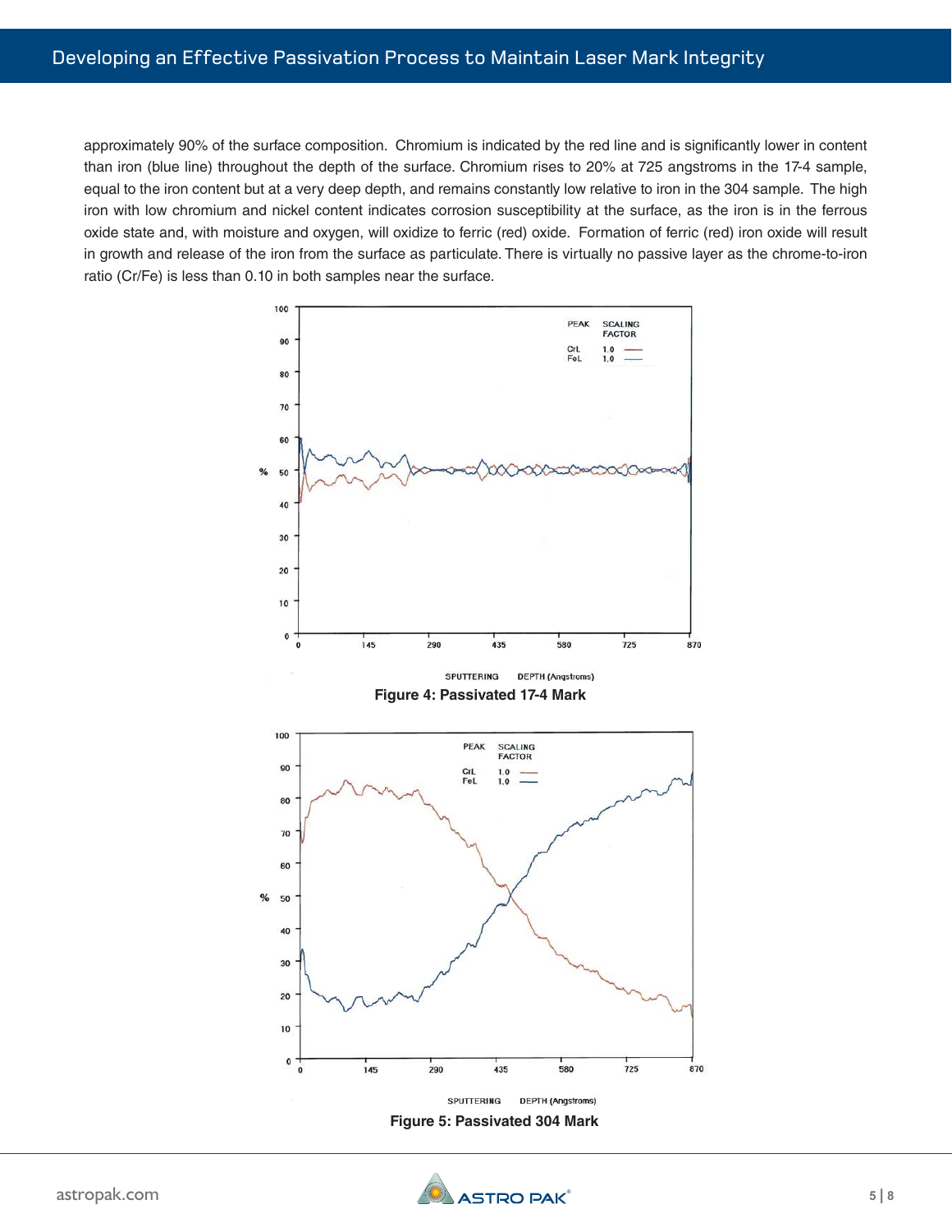approximately 90% of the surface composition. Chromium is indicated by the red line and is significantly lower in content than iron (blue line) throughout the depth of the surface. Chromium rises to 20% at 725 angstroms in the 17-4 sample, equal to the iron content but at a very deep depth, and remains constantly low relative to iron in the 304 sample. The high iron with low chromium and nickel content indicates corrosion susceptibility at the surface, as the iron is in the ferrous oxide state and, with moisture and oxygen, will oxidize to ferric (red) oxide. Formation of ferric (red) iron oxide will result in growth and release of the iron from the surface as particulate. There is virtually no passive layer as the chrome-to-iron ratio (Cr/Fe) is less than 0.10 in both samples near the surface.

**Figure 4: Passivated 17-4 Mark**

**Figure 5: Passivated 304 Mark**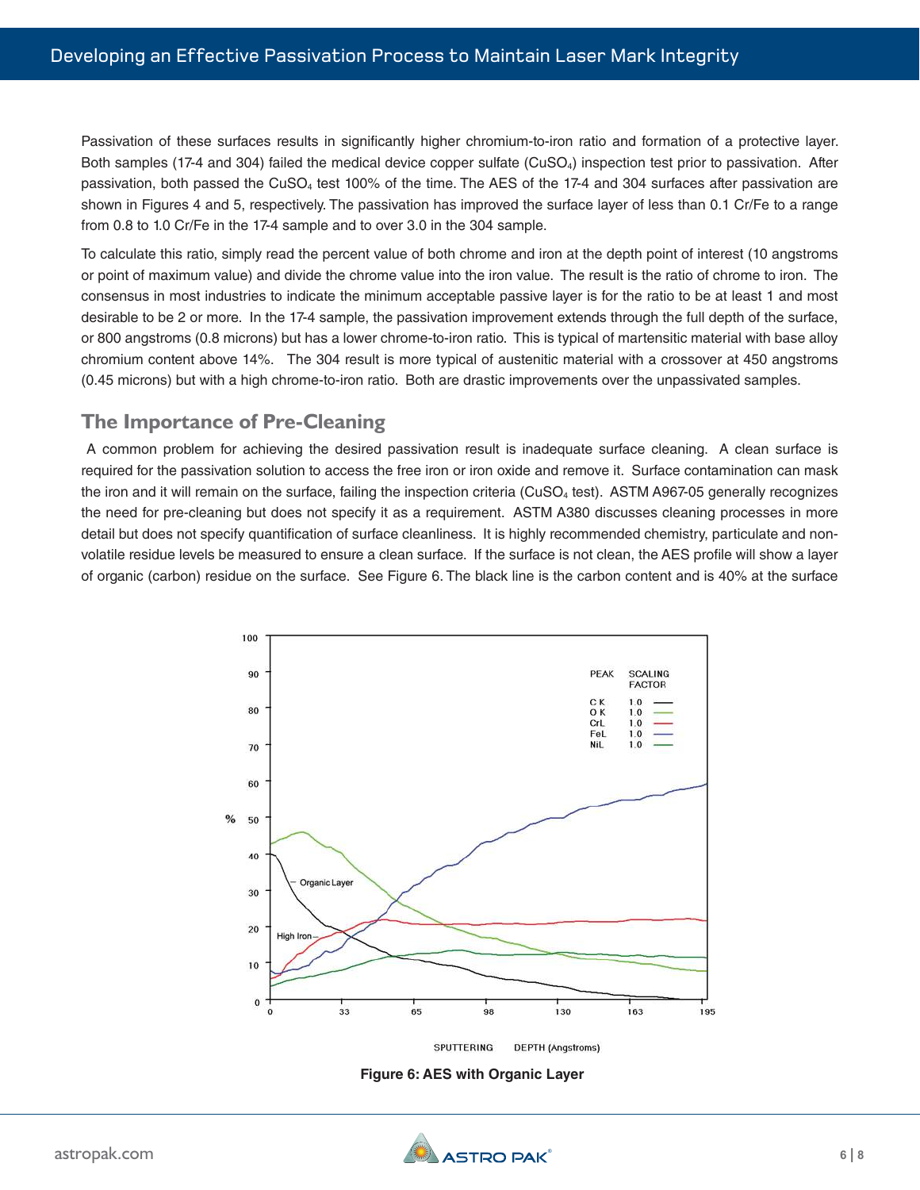Passivation of these surfaces results in significantly higher chromium-to-iron ratio and formation of a protective layer. Both samples (17-4 and 304) failed the medical device copper sulfate ($CuSO_4$) inspection test prior to passivation. After passivation, both passed the $CuSO_4$ test 100% of the time. The AES of the 17-4 and 304 surfaces after passivation are shown in Figures 4 and 5, respectively. The passivation has improved the surface layer of less than 0.1 Cr/Fe to a range from 0.8 to 1.0 Cr/Fe in the 17-4 sample and to over 3.0 in the 304 sample.

To calculate this ratio, simply read the percent value of both chrome and iron at the depth point of interest (10 angstroms or point of maximum value) and divide the chrome value into the iron value. The result is the ratio of chrome to iron. The consensus in most industries to indicate the minimum acceptable passive layer is for the ratio to be at least 1 and most desirable to be 2 or more. In the 17-4 sample, the passivation improvement extends through the full depth of the surface, or 800 angstroms (0.8 microns) but has a lower chrome-to-iron ratio. This is typical of martensitic material with base alloy chromium content above 14%. The 304 result is more typical of austenitic material with a crossover at 450 angstroms (0.45 microns) but with a high chrome-to-iron ratio. Both are drastic improvements over the unpassivated samples.

## The Importance of Pre-Cleaning

A common problem for achieving the desired passivation result is inadequate surface cleaning. A clean surface is required for the passivation solution to access the free iron or iron oxide and remove it. Surface contamination can mask the iron and it will remain on the surface, failing the inspection criteria ($CuSO_4$ test). ASTM A967-05 generally recognizes the need for pre-cleaning but does not specify it as a requirement. ASTM A380 discusses cleaning processes in more detail but does not specify quantification of surface cleanliness. It is highly recommended chemistry, particulate and non-volatile residue levels be measured to ensure a clean surface. If the surface is not clean, the AES profile will show a layer of organic (carbon) residue on the surface. See Figure 6. The black line is the carbon content and is 40% at the surface

**Figure 6: AES with Organic Layer**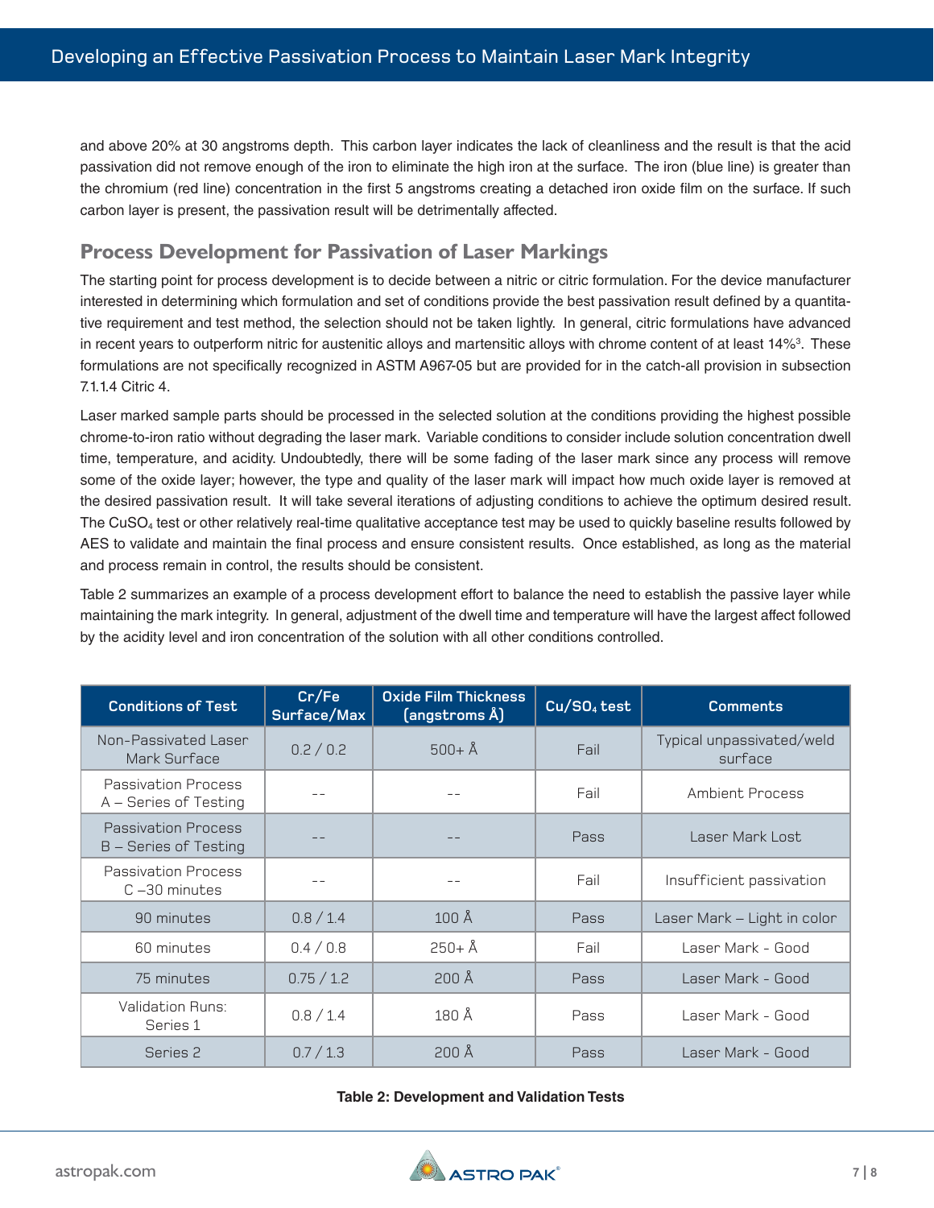and above 20% at 30 angstroms depth. This carbon layer indicates the lack of cleanliness and the result is that the acid passivation did not remove enough of the iron to eliminate the high iron at the surface. The iron (blue line) is greater than the chromium (red line) concentration in the first 5 angstroms creating a detached iron oxide film on the surface. If such carbon layer is present, the passivation result will be detrimentally affected.

## Process Development for Passivation of Laser Markings

The starting point for process development is to decide between a nitric or citric formulation. For the device manufacturer interested in determining which formulation and set of conditions provide the best passivation result defined by a quantitative requirement and test method, the selection should not be taken lightly. In general, citric formulations have advanced in recent years to outperform nitric for austenitic alloys and martensitic alloys with chrome content of at least 14%[3]. These formulations are not specifically recognized in ASTM A967-05 but are provided for in the catch-all provision in subsection 7.1.1.4 Citric 4.

Laser marked sample parts should be processed in the selected solution at the conditions providing the highest possible chrome-to-iron ratio without degrading the laser mark. Variable conditions to consider include solution concentration dwell time, temperature, and acidity. Undoubtedly, there will be some fading of the laser mark since any process will remove some of the oxide layer; however, the type and quality of the laser mark will impact how much oxide layer is removed at the desired passivation result. It will take several iterations of adjusting conditions to achieve the optimum desired result. The $CuSO_4$ test or other relatively real-time qualitative acceptance test may be used to quickly baseline results followed by AES to validate and maintain the final process and ensure consistent results. Once established, as long as the material and process remain in control, the results should be consistent.

Table 2 summarizes an example of a process development effort to balance the need to establish the passive layer while maintaining the mark integrity. In general, adjustment of the dwell time and temperature will have the largest affect followed by the acidity level and iron concentration of the solution with all other conditions controlled.

| Conditions of Test | Cr/Fe Surface/Max | Oxide Film Thickness (angstroms Å) | $Cu/SO_4$ test | Comments |
|---|---|---|---|---|
| Non-Passivated Laser Mark Surface | 0.2 / 0.2 | 500+ Å | Fail | Typical unpassivated/weld surface |
| Passivation Process A – Series of Testing | -- | -- | Fail | Ambient Process |
| Passivation Process B – Series of Testing | -- | -- | Pass | Laser Mark Lost |
| Passivation Process C –30 minutes | -- | -- | Fail | Insufficient passivation |
| 90 minutes | 0.8 / 1.4 | 100 Å | Pass | Laser Mark – Light in color |
| 60 minutes | 0.4 / 0.8 | 250+ Å | Fail | Laser Mark - Good |
| 75 minutes | 0.75 / 1.2 | 200 Å | Pass | Laser Mark - Good |
| Validation Runs: Series 1 | 0.8 / 1.4 | 180 Å | Pass | Laser Mark - Good |
| Series 2 | 0.7 / 1.3 | 200 Å | Pass | Laser Mark - Good |

**Table 2: Development and Validation Tests**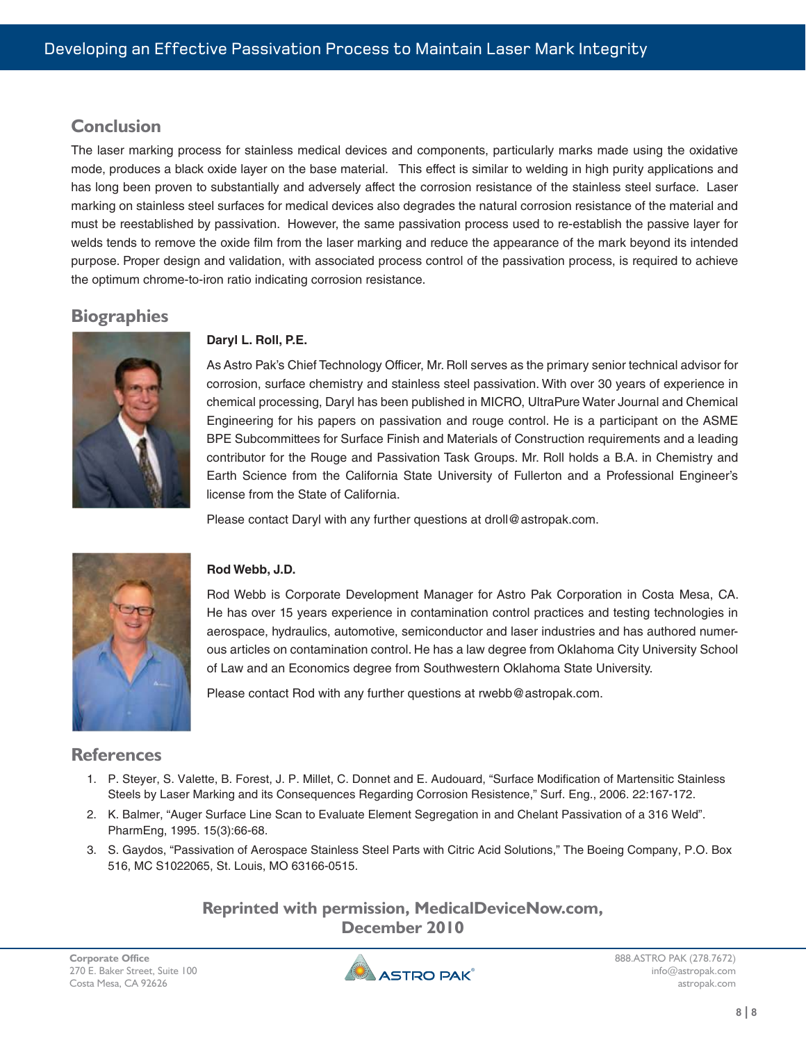## Conclusion

The laser marking process for stainless medical devices and components, particularly marks made using the oxidative mode, produces a black oxide layer on the base material. This effect is similar to welding in high purity applications and has long been proven to substantially and adversely affect the corrosion resistance of the stainless steel surface. Laser marking on stainless steel surfaces for medical devices also degrades the natural corrosion resistance of the material and must be reestablished by passivation. However, the same passivation process used to re-establish the passive layer for welds tends to remove the oxide film from the laser marking and reduce the appearance of the mark beyond its intended purpose. Proper design and validation, with associated process control of the passivation process, is required to achieve the optimum chrome-to-iron ratio indicating corrosion resistance.

## Biographies

**Daryl L. Roll, P.E.**

As Astro Pak's Chief Technology Officer, Mr. Roll serves as the primary senior technical advisor for corrosion, surface chemistry and stainless steel passivation. With over 30 years of experience in chemical processing, Daryl has been published in MICRO, UltraPure Water Journal and Chemical Engineering for his papers on passivation and rouge control. He is a participant on the ASME BPE Subcommittees for Surface Finish and Materials of Construction requirements and a leading contributor for the Rouge and Passivation Task Groups. Mr. Roll holds a B.A. in Chemistry and Earth Science from the California State University of Fullerton and a Professional Engineer's license from the State of California.

Please contact Daryl with any further questions at droll@astropak.com.

**Rod Webb, J.D.**

Rod Webb is Corporate Development Manager for Astro Pak Corporation in Costa Mesa, CA. He has over 15 years experience in contamination control practices and testing technologies in aerospace, hydraulics, automotive, semiconductor and laser industries and has authored numerous articles on contamination control. He has a law degree from Oklahoma City University School of Law and an Economics degree from Southwestern Oklahoma State University.

Please contact Rod with any further questions at rwebb@astropak.com.

## References

1. P. Steyer, S. Valette, B. Forest, J. P. Millet, C. Donnet and E. Audouard, "Surface Modification of Martensitic Stainless Steels by Laser Marking and its Consequences Regarding Corrosion Resistence," Surf. Eng., 2006. 22:167-172.
2. K. Balmer, "Auger Surface Line Scan to Evaluate Element Segregation in and Chelant Passivation of a 316 Weld". PharmEng, 1995. 15(3):66-68.
3. S. Gaydos, "Passivation of Aerospace Stainless Steel Parts with Citric Acid Solutions," The Boeing Company, P.O. Box 516, MC S1022065, St. Louis, MO 63166-0515.

**Reprinted with permission, MedicalDeviceNow.com, December 2010**

**Corporate Office**
270 E. Baker Street, Suite 100
Costa Mesa, CA 92626

ASTRO PAK®

888.ASTRO PAK (278.7672)
info@astropak.com
astropak.com